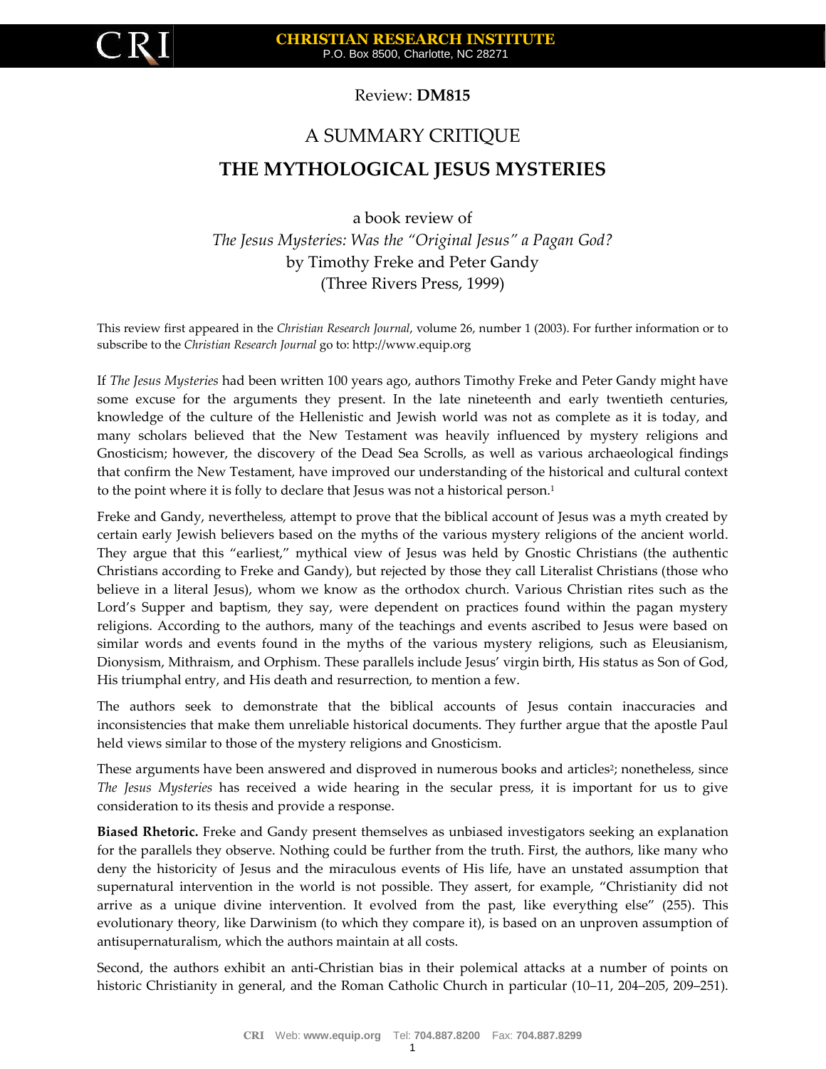Review: **DM815**

# A SUMMARY CRITIQUE

# THE MYTHOLOGICAL JESUS MYSTERIES

a book review of

*The Jesus Mysteries: Was the "Original Jesus" a Pagan God?*

by Timothy Freke and Peter Gandy

(Three Rivers Press, 1999)

This review first appeared in the *Christian Research Journal*, volume 26, number 1 (2003). For further information or to subscribe to the *Christian Research Journal* go to: http://www.equip.org

If *The Jesus Mysteries* had been written 100 years ago, authors Timothy Freke and Peter Gandy might have some excuse for the arguments they present. In the late nineteenth and early twentieth centuries, knowledge of the culture of the Hellenistic and Jewish world was not as complete as it is today, and many scholars believed that the New Testament was heavily influenced by mystery religions and Gnosticism; however, the discovery of the Dead Sea Scrolls, as well as various archaeological findings that confirm the New Testament, have improved our understanding of the historical and cultural context to the point where it is folly to declare that Jesus was not a historical person.[1]

Freke and Gandy, nevertheless, attempt to prove that the biblical account of Jesus was a myth created by certain early Jewish believers based on the myths of the various mystery religions of the ancient world. They argue that this "earliest," mythical view of Jesus was held by Gnostic Christians (the authentic Christians according to Freke and Gandy), but rejected by those they call Literalist Christians (those who believe in a literal Jesus), whom we know as the orthodox church. Various Christian rites such as the Lord's Supper and baptism, they say, were dependent on practices found within the pagan mystery religions. According to the authors, many of the teachings and events ascribed to Jesus were based on similar words and events found in the myths of the various mystery religions, such as Eleusianism, Dionysism, Mithraism, and Orphism. These parallels include Jesus' virgin birth, His status as Son of God, His triumphal entry, and His death and resurrection, to mention a few.

The authors seek to demonstrate that the biblical accounts of Jesus contain inaccuracies and inconsistencies that make them unreliable historical documents. They further argue that the apostle Paul held views similar to those of the mystery religions and Gnosticism.

These arguments have been answered and disproved in numerous books and articles[2]; nonetheless, since *The Jesus Mysteries* has received a wide hearing in the secular press, it is important for us to give consideration to its thesis and provide a response.

**Biased Rhetoric.** Freke and Gandy present themselves as unbiased investigators seeking an explanation for the parallels they observe. Nothing could be further from the truth. First, the authors, like many who deny the historicity of Jesus and the miraculous events of His life, have an unstated assumption that supernatural intervention in the world is not possible. They assert, for example, "Christianity did not arrive as a unique divine intervention. It evolved from the past, like everything else" (255). This evolutionary theory, like Darwinism (to which they compare it), is based on an unproven assumption of antisupernaturalism, which the authors maintain at all costs.

Second, the authors exhibit an anti-Christian bias in their polemical attacks at a number of points on historic Christianity in general, and the Roman Catholic Church in particular (10–11, 204–205, 209–251).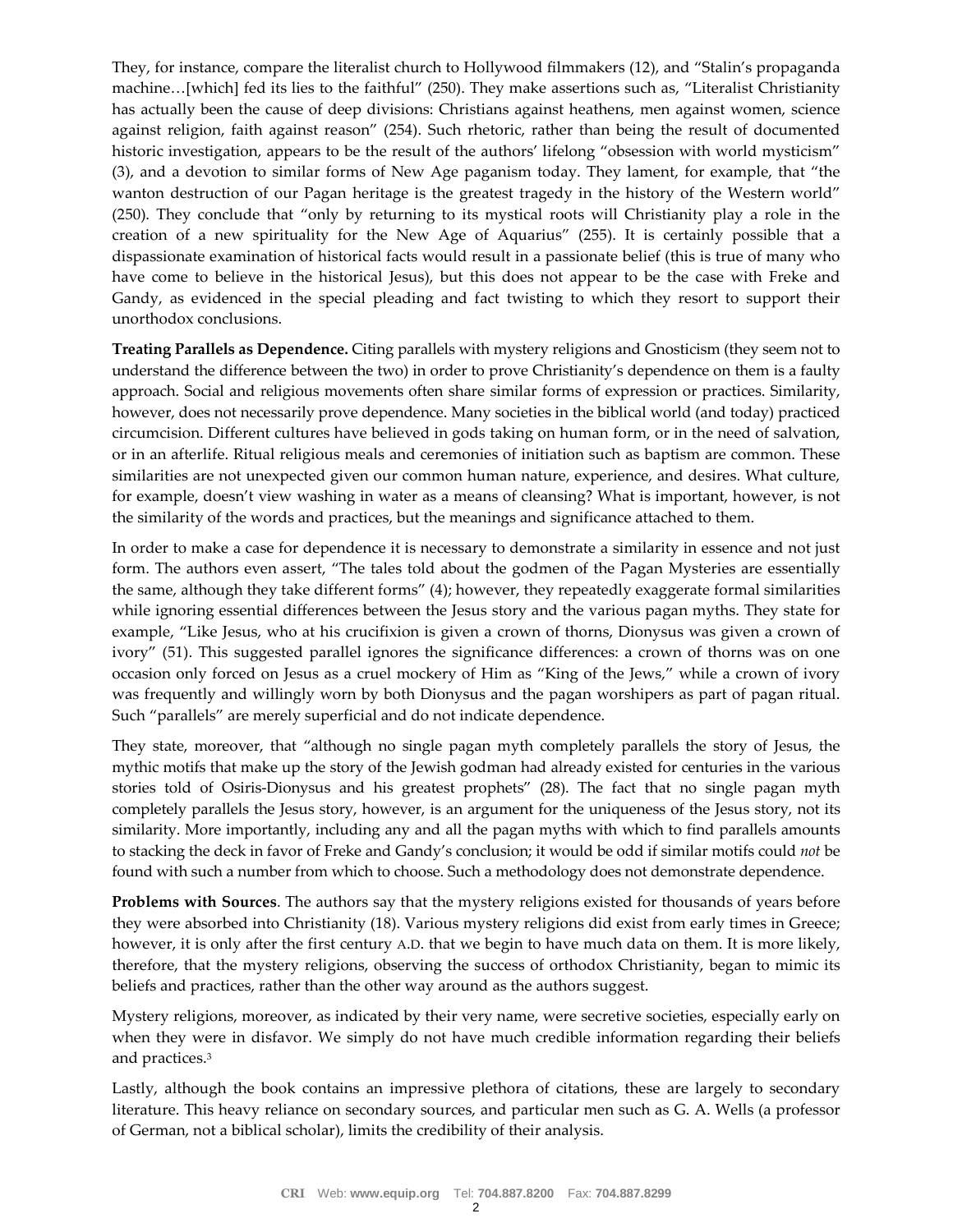They, for instance, compare the literalist church to Hollywood filmmakers (12), and "Stalin's propaganda machine…[which] fed its lies to the faithful" (250). They make assertions such as, "Literalist Christianity has actually been the cause of deep divisions: Christians against heathens, men against women, science against religion, faith against reason" (254). Such rhetoric, rather than being the result of documented historic investigation, appears to be the result of the authors' lifelong "obsession with world mysticism" (3), and a devotion to similar forms of New Age paganism today. They lament, for example, that "the wanton destruction of our Pagan heritage is the greatest tragedy in the history of the Western world" (250). They conclude that "only by returning to its mystical roots will Christianity play a role in the creation of a new spirituality for the New Age of Aquarius" (255). It is certainly possible that a dispassionate examination of historical facts would result in a passionate belief (this is true of many who have come to believe in the historical Jesus), but this does not appear to be the case with Freke and Gandy, as evidenced in the special pleading and fact twisting to which they resort to support their unorthodox conclusions.

**Treating Parallels as Dependence.** Citing parallels with mystery religions and Gnosticism (they seem not to understand the difference between the two) in order to prove Christianity's dependence on them is a faulty approach. Social and religious movements often share similar forms of expression or practices. Similarity, however, does not necessarily prove dependence. Many societies in the biblical world (and today) practiced circumcision. Different cultures have believed in gods taking on human form, or in the need of salvation, or in an afterlife. Ritual religious meals and ceremonies of initiation such as baptism are common. These similarities are not unexpected given our common human nature, experience, and desires. What culture, for example, doesn't view washing in water as a means of cleansing? What is important, however, is not the similarity of the words and practices, but the meanings and significance attached to them.

In order to make a case for dependence it is necessary to demonstrate a similarity in essence and not just form. The authors even assert, "The tales told about the godmen of the Pagan Mysteries are essentially the same, although they take different forms" (4); however, they repeatedly exaggerate formal similarities while ignoring essential differences between the Jesus story and the various pagan myths. They state for example, "Like Jesus, who at his crucifixion is given a crown of thorns, Dionysus was given a crown of ivory" (51). This suggested parallel ignores the significance differences: a crown of thorns was on one occasion only forced on Jesus as a cruel mockery of Him as "King of the Jews," while a crown of ivory was frequently and willingly worn by both Dionysus and the pagan worshipers as part of pagan ritual. Such "parallels" are merely superficial and do not indicate dependence.

They state, moreover, that "although no single pagan myth completely parallels the story of Jesus, the mythic motifs that make up the story of the Jewish godman had already existed for centuries in the various stories told of Osiris-Dionysus and his greatest prophets" (28). The fact that no single pagan myth completely parallels the Jesus story, however, is an argument for the uniqueness of the Jesus story, not its similarity. More importantly, including any and all the pagan myths with which to find parallels amounts to stacking the deck in favor of Freke and Gandy's conclusion; it would be odd if similar motifs could *not* be found with such a number from which to choose. Such a methodology does not demonstrate dependence.

**Problems with Sources**. The authors say that the mystery religions existed for thousands of years before they were absorbed into Christianity (18). Various mystery religions did exist from early times in Greece; however, it is only after the first century A.D. that we begin to have much data on them. It is more likely, therefore, that the mystery religions, observing the success of orthodox Christianity, began to mimic its beliefs and practices, rather than the other way around as the authors suggest.

Mystery religions, moreover, as indicated by their very name, were secretive societies, especially early on when they were in disfavor. We simply do not have much credible information regarding their beliefs and practices.[3]

Lastly, although the book contains an impressive plethora of citations, these are largely to secondary literature. This heavy reliance on secondary sources, and particular men such as G. A. Wells (a professor of German, not a biblical scholar), limits the credibility of their analysis.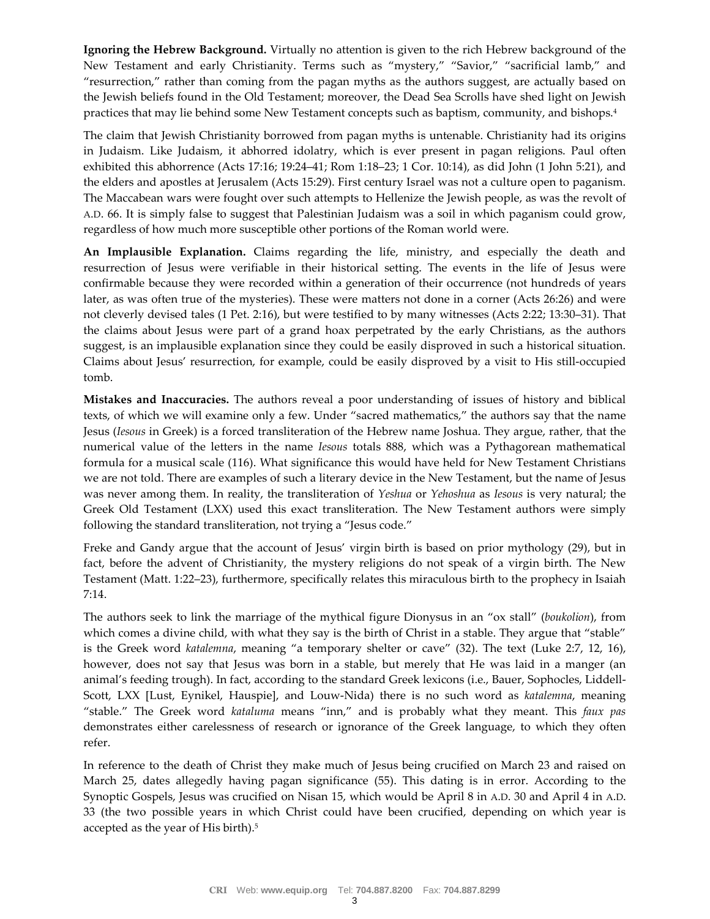**Ignoring the Hebrew Background.** Virtually no attention is given to the rich Hebrew background of the New Testament and early Christianity. Terms such as "mystery," "Savior," "sacrificial lamb," and "resurrection," rather than coming from the pagan myths as the authors suggest, are actually based on the Jewish beliefs found in the Old Testament; moreover, the Dead Sea Scrolls have shed light on Jewish practices that may lie behind some New Testament concepts such as baptism, community, and bishops.[4]

The claim that Jewish Christianity borrowed from pagan myths is untenable. Christianity had its origins in Judaism. Like Judaism, it abhorred idolatry, which is ever present in pagan religions. Paul often exhibited this abhorrence (Acts 17:16; 19:24–41; Rom 1:18–23; 1 Cor. 10:14), as did John (1 John 5:21), and the elders and apostles at Jerusalem (Acts 15:29). First century Israel was not a culture open to paganism. The Maccabean wars were fought over such attempts to Hellenize the Jewish people, as was the revolt of A.D. 66. It is simply false to suggest that Palestinian Judaism was a soil in which paganism could grow, regardless of how much more susceptible other portions of the Roman world were.

**An Implausible Explanation.** Claims regarding the life, ministry, and especially the death and resurrection of Jesus were verifiable in their historical setting. The events in the life of Jesus were confirmable because they were recorded within a generation of their occurrence (not hundreds of years later, as was often true of the mysteries). These were matters not done in a corner (Acts 26:26) and were not cleverly devised tales (1 Pet. 2:16), but were testified to by many witnesses (Acts 2:22; 13:30–31). That the claims about Jesus were part of a grand hoax perpetrated by the early Christians, as the authors suggest, is an implausible explanation since they could be easily disproved in such a historical situation. Claims about Jesus' resurrection, for example, could be easily disproved by a visit to His still-occupied tomb.

**Mistakes and Inaccuracies.** The authors reveal a poor understanding of issues of history and biblical texts, of which we will examine only a few. Under "sacred mathematics," the authors say that the name Jesus (*Iesous* in Greek) is a forced transliteration of the Hebrew name Joshua. They argue, rather, that the numerical value of the letters in the name *Iesous* totals 888, which was a Pythagorean mathematical formula for a musical scale (116). What significance this would have held for New Testament Christians we are not told. There are examples of such a literary device in the New Testament, but the name of Jesus was never among them. In reality, the transliteration of *Yeshua* or *Yehoshua* as *Iesous* is very natural; the Greek Old Testament (LXX) used this exact transliteration. The New Testament authors were simply following the standard transliteration, not trying a "Jesus code."

Freke and Gandy argue that the account of Jesus' virgin birth is based on prior mythology (29), but in fact, before the advent of Christianity, the mystery religions do not speak of a virgin birth. The New Testament (Matt. 1:22–23), furthermore, specifically relates this miraculous birth to the prophecy in Isaiah 7:14.

The authors seek to link the marriage of the mythical figure Dionysus in an "ox stall" (*boukolion*), from which comes a divine child, with what they say is the birth of Christ in a stable. They argue that "stable" is the Greek word *katalemna*, meaning "a temporary shelter or cave" (32). The text (Luke 2:7, 12, 16), however, does not say that Jesus was born in a stable, but merely that He was laid in a manger (an animal's feeding trough). In fact, according to the standard Greek lexicons (i.e., Bauer, Sophocles, Liddell-Scott, LXX [Lust, Eynikel, Hauspie], and Louw-Nida) there is no such word as *katalemna*, meaning "stable." The Greek word *kataluma* means "inn," and is probably what they meant. This *faux pas* demonstrates either carelessness of research or ignorance of the Greek language, to which they often refer.

In reference to the death of Christ they make much of Jesus being crucified on March 23 and raised on March 25, dates allegedly having pagan significance (55). This dating is in error. According to the Synoptic Gospels, Jesus was crucified on Nisan 15, which would be April 8 in A.D. 30 and April 4 in A.D. 33 (the two possible years in which Christ could have been crucified, depending on which year is accepted as the year of His birth).[5]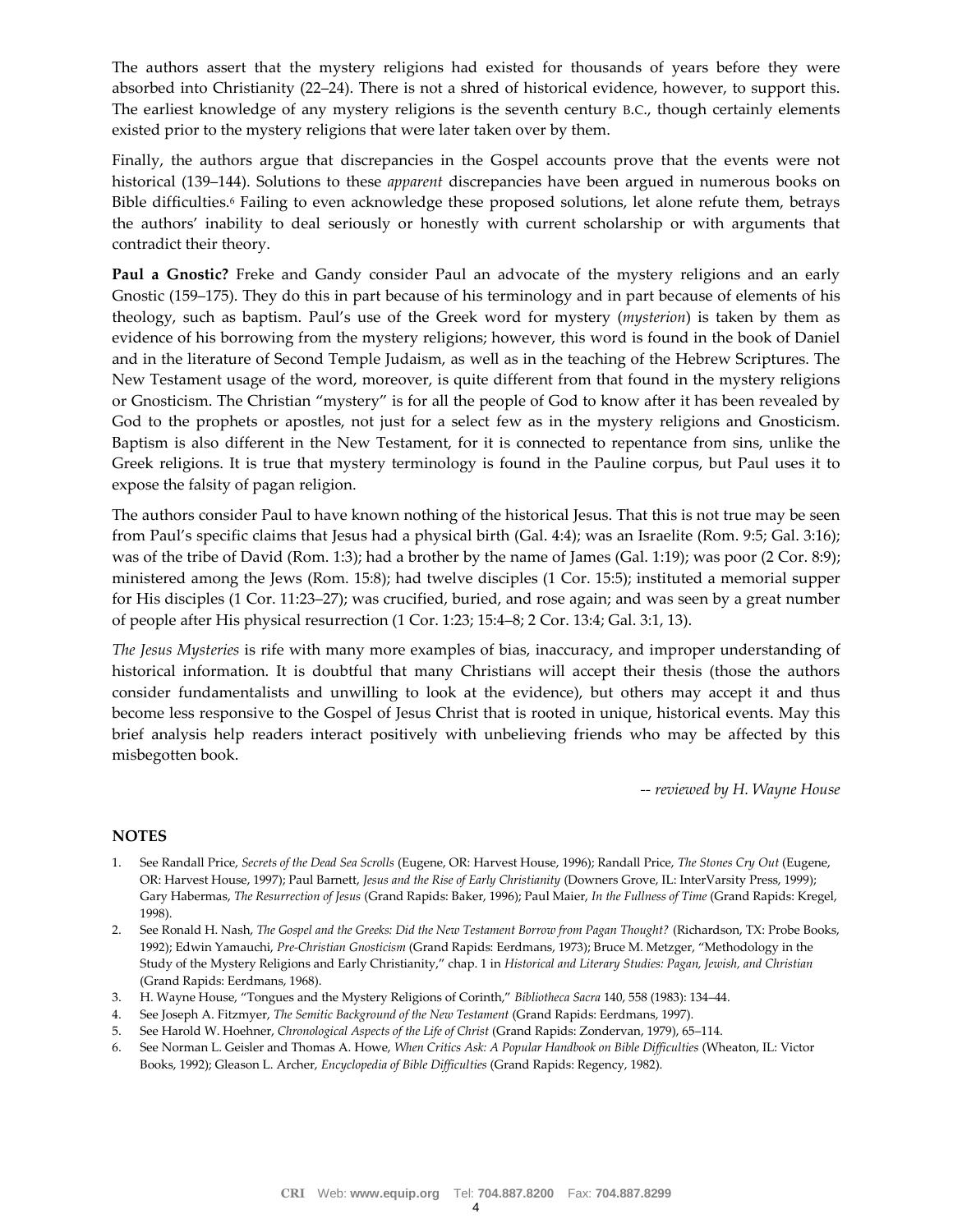The authors assert that the mystery religions had existed for thousands of years before they were absorbed into Christianity (22–24). There is not a shred of historical evidence, however, to support this. The earliest knowledge of any mystery religions is the seventh century B.C., though certainly elements existed prior to the mystery religions that were later taken over by them.

Finally, the authors argue that discrepancies in the Gospel accounts prove that the events were not historical (139–144). Solutions to these *apparent* discrepancies have been argued in numerous books on Bible difficulties.[6] Failing to even acknowledge these proposed solutions, let alone refute them, betrays the authors' inability to deal seriously or honestly with current scholarship or with arguments that contradict their theory.

**Paul a Gnostic?** Freke and Gandy consider Paul an advocate of the mystery religions and an early Gnostic (159–175). They do this in part because of his terminology and in part because of elements of his theology, such as baptism. Paul's use of the Greek word for mystery (*mysterion*) is taken by them as evidence of his borrowing from the mystery religions; however, this word is found in the book of Daniel and in the literature of Second Temple Judaism, as well as in the teaching of the Hebrew Scriptures. The New Testament usage of the word, moreover, is quite different from that found in the mystery religions or Gnosticism. The Christian "mystery" is for all the people of God to know after it has been revealed by God to the prophets or apostles, not just for a select few as in the mystery religions and Gnosticism. Baptism is also different in the New Testament, for it is connected to repentance from sins, unlike the Greek religions. It is true that mystery terminology is found in the Pauline corpus, but Paul uses it to expose the falsity of pagan religion.

The authors consider Paul to have known nothing of the historical Jesus. That this is not true may be seen from Paul's specific claims that Jesus had a physical birth (Gal. 4:4); was an Israelite (Rom. 9:5; Gal. 3:16); was of the tribe of David (Rom. 1:3); had a brother by the name of James (Gal. 1:19); was poor (2 Cor. 8:9); ministered among the Jews (Rom. 15:8); had twelve disciples (1 Cor. 15:5); instituted a memorial supper for His disciples (1 Cor. 11:23–27); was crucified, buried, and rose again; and was seen by a great number of people after His physical resurrection (1 Cor. 1:23; 15:4–8; 2 Cor. 13:4; Gal. 3:1, 13).

*The Jesus Mysteries* is rife with many more examples of bias, inaccuracy, and improper understanding of historical information. It is doubtful that many Christians will accept their thesis (those the authors consider fundamentalists and unwilling to look at the evidence), but others may accept it and thus become less responsive to the Gospel of Jesus Christ that is rooted in unique, historical events. May this brief analysis help readers interact positively with unbelieving friends who may be affected by this misbegotten book.

*-- reviewed by H. Wayne House*

**NOTES**

1. See Randall Price, *Secrets of the Dead Sea Scrolls* (Eugene, OR: Harvest House, 1996); Randall Price, *The Stones Cry Out* (Eugene, OR: Harvest House, 1997); Paul Barnett, *Jesus and the Rise of Early Christianity* (Downers Grove, IL: InterVarsity Press, 1999); Gary Habermas, *The Resurrection of Jesus* (Grand Rapids: Baker, 1996); Paul Maier, *In the Fullness of Time* (Grand Rapids: Kregel, 1998).
2. See Ronald H. Nash, *The Gospel and the Greeks: Did the New Testament Borrow from Pagan Thought?* (Richardson, TX: Probe Books, 1992); Edwin Yamauchi, *Pre-Christian Gnosticism* (Grand Rapids: Eerdmans, 1973); Bruce M. Metzger, "Methodology in the Study of the Mystery Religions and Early Christianity," chap. 1 in *Historical and Literary Studies: Pagan, Jewish, and Christian* (Grand Rapids: Eerdmans, 1968).
3. H. Wayne House, "Tongues and the Mystery Religions of Corinth," *Bibliotheca Sacra* 140, 558 (1983): 134–44.
4. See Joseph A. Fitzmyer, *The Semitic Background of the New Testament* (Grand Rapids: Eerdmans, 1997).
5. See Harold W. Hoehner, *Chronological Aspects of the Life of Christ* (Grand Rapids: Zondervan, 1979), 65–114.
6. See Norman L. Geisler and Thomas A. Howe, *When Critics Ask: A Popular Handbook on Bible Difficulties* (Wheaton, IL: Victor Books, 1992); Gleason L. Archer, *Encyclopedia of Bible Difficulties* (Grand Rapids: Regency, 1982).